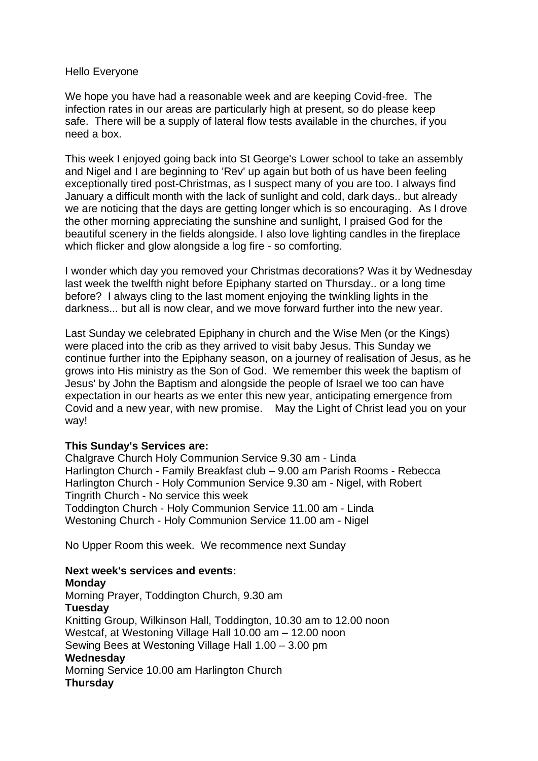Hello Everyone

We hope you have had a reasonable week and are keeping Covid-free. The infection rates in our areas are particularly high at present, so do please keep safe. There will be a supply of lateral flow tests available in the churches, if you need a box.

This week I enjoyed going back into St George's Lower school to take an assembly and Nigel and I are beginning to 'Rev' up again but both of us have been feeling exceptionally tired post-Christmas, as I suspect many of you are too. I always find January a difficult month with the lack of sunlight and cold, dark days.. but already we are noticing that the days are getting longer which is so encouraging. As I drove the other morning appreciating the sunshine and sunlight, I praised God for the beautiful scenery in the fields alongside. I also love lighting candles in the fireplace which flicker and glow alongside a log fire - so comforting.

I wonder which day you removed your Christmas decorations? Was it by Wednesday last week the twelfth night before Epiphany started on Thursday.. or a long time before? I always cling to the last moment enjoying the twinkling lights in the darkness... but all is now clear, and we move forward further into the new year.

Last Sunday we celebrated Epiphany in church and the Wise Men (or the Kings) were placed into the crib as they arrived to visit baby Jesus. This Sunday we continue further into the Epiphany season, on a journey of realisation of Jesus, as he grows into His ministry as the Son of God. We remember this week the baptism of Jesus' by John the Baptism and alongside the people of Israel we too can have expectation in our hearts as we enter this new year, anticipating emergence from Covid and a new year, with new promise. May the Light of Christ lead you on your way!

**This Sunday's Services are:**
Chalgrave Church Holy Communion Service 9.30 am - Linda
Harlington Church - Family Breakfast club – 9.00 am Parish Rooms - Rebecca
Harlington Church - Holy Communion Service 9.30 am - Nigel, with Robert
Tingrith Church - No service this week
Toddington Church - Holy Communion Service 11.00 am - Linda
Westoning Church - Holy Communion Service 11.00 am - Nigel

No Upper Room this week. We recommence next Sunday

**Next week's services and events:**
**Monday**
Morning Prayer, Toddington Church, 9.30 am
**Tuesday**
Knitting Group, Wilkinson Hall, Toddington, 10.30 am to 12.00 noon
Westcaf, at Westoning Village Hall 10.00 am – 12.00 noon
Sewing Bees at Westoning Village Hall 1.00 – 3.00 pm
**Wednesday**
Morning Service 10.00 am Harlington Church
**Thursday**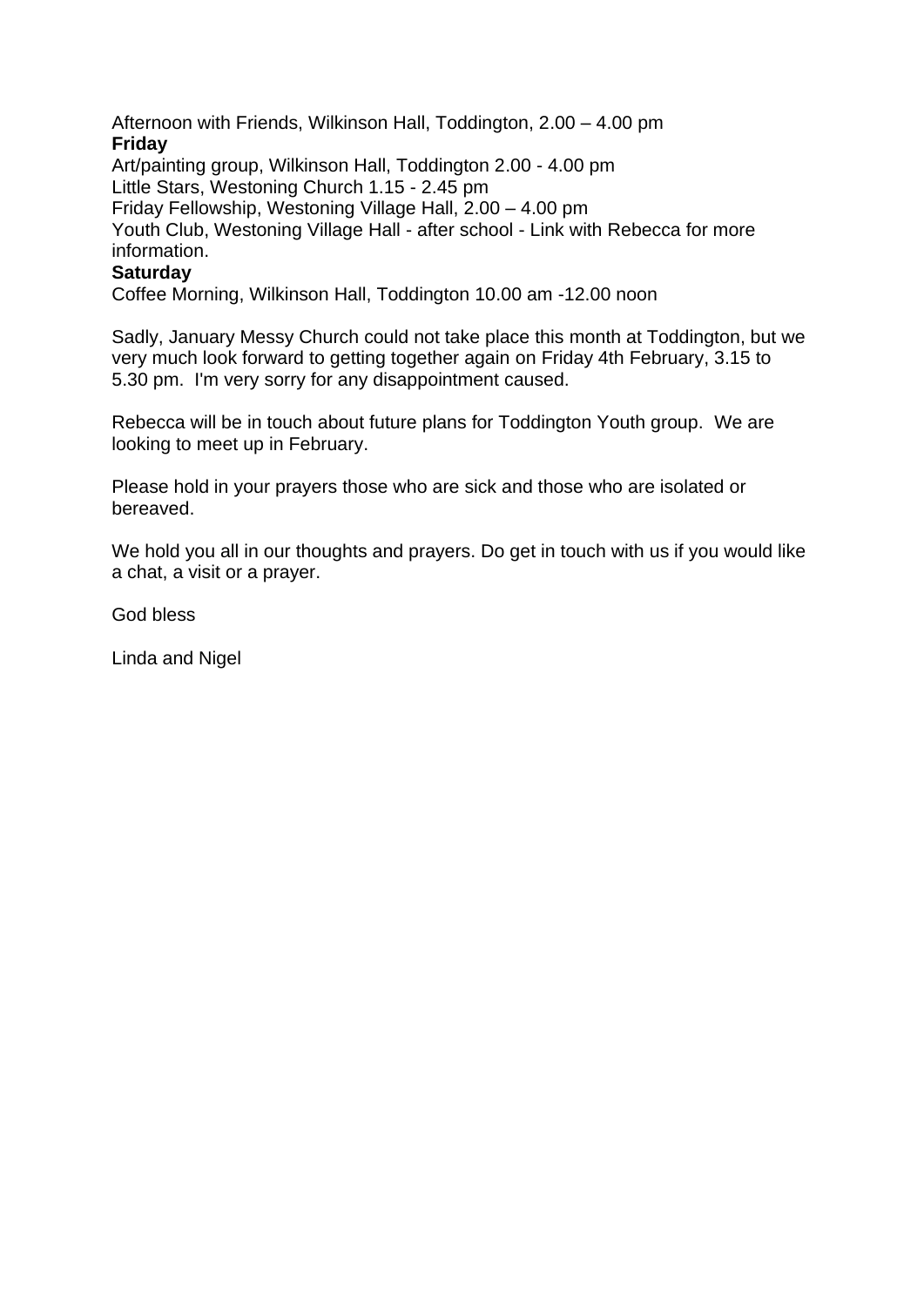Afternoon with Friends, Wilkinson Hall, Toddington, 2.00 – 4.00 pm

**Friday**

Art/painting group, Wilkinson Hall, Toddington 2.00 - 4.00 pm

Little Stars, Westoning Church 1.15 - 2.45 pm

Friday Fellowship, Westoning Village Hall, 2.00 – 4.00 pm

Youth Club, Westoning Village Hall - after school - Link with Rebecca for more information.

**Saturday**

Coffee Morning, Wilkinson Hall, Toddington 10.00 am -12.00 noon

Sadly, January Messy Church could not take place this month at Toddington, but we very much look forward to getting together again on Friday 4th February, 3.15 to 5.30 pm. I'm very sorry for any disappointment caused.

Rebecca will be in touch about future plans for Toddington Youth group. We are looking to meet up in February.

Please hold in your prayers those who are sick and those who are isolated or bereaved.

We hold you all in our thoughts and prayers. Do get in touch with us if you would like a chat, a visit or a prayer.

God bless

Linda and Nigel